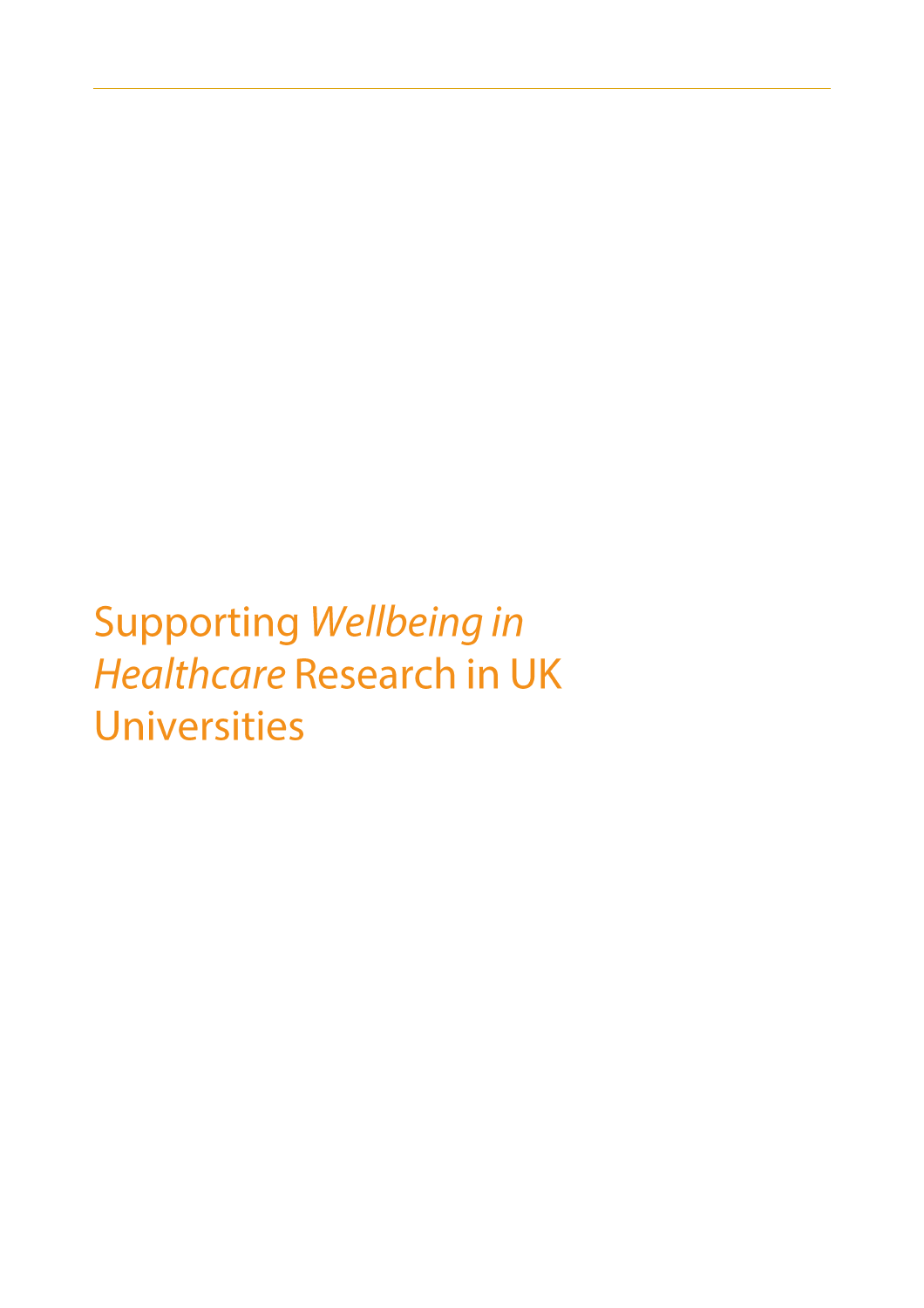# Supporting *Wellbeing in Healthcare* Research in UK Universities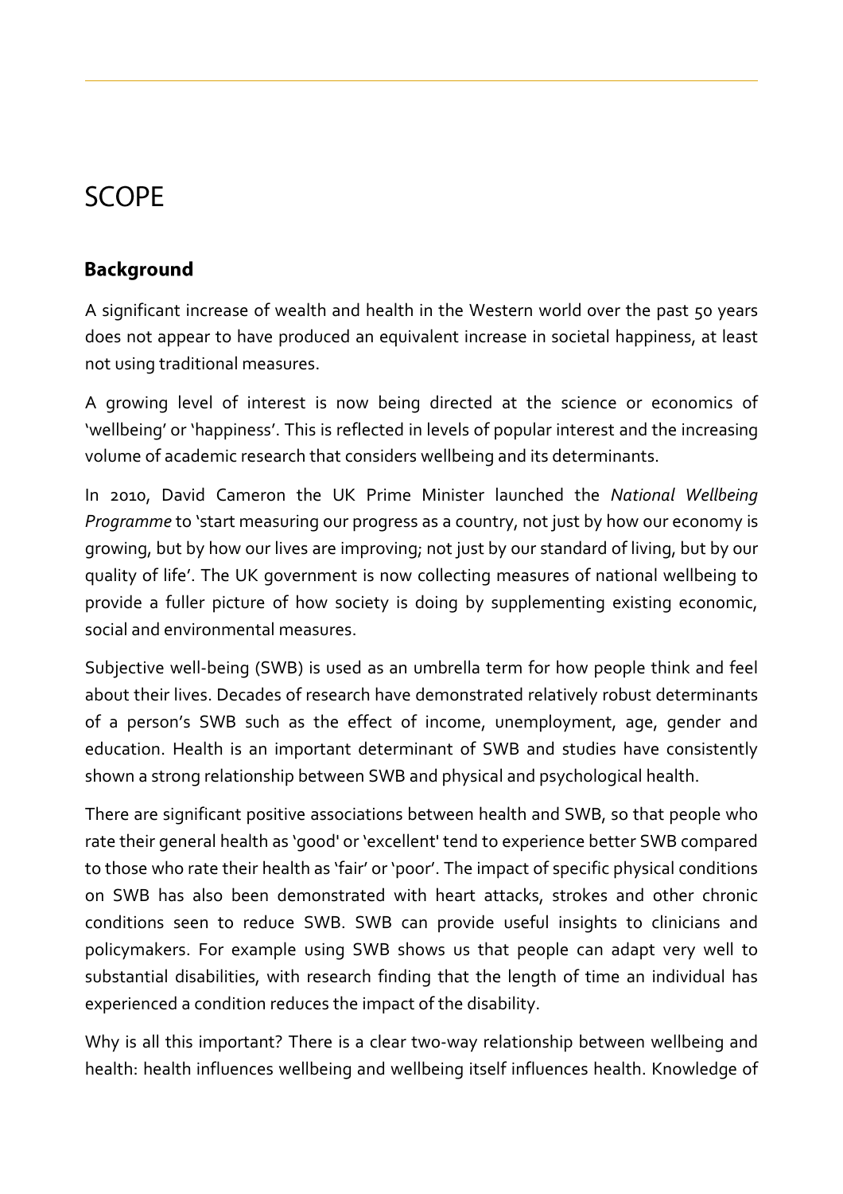# SCOPE

## Background

A significant increase of wealth and health in the Western world over the past 50 years does not appear to have produced an equivalent increase in societal happiness, at least not using traditional measures.

A growing level of interest is now being directed at the science or economics of 'wellbeing' or 'happiness'. This is reflected in levels of popular interest and the increasing volume of academic research that considers wellbeing and its determinants.

In 2010, David Cameron the UK Prime Minister launched the *National Wellbeing Programme* to 'start measuring our progress as a country, not just by how our economy is growing, but by how our lives are improving; not just by our standard of living, but by our quality of life'. The UK government is now collecting measures of national wellbeing to provide a fuller picture of how society is doing by supplementing existing economic, social and environmental measures.

Subjective well-being (SWB) is used as an umbrella term for how people think and feel about their lives. Decades of research have demonstrated relatively robust determinants of a person's SWB such as the effect of income, unemployment, age, gender and education. Health is an important determinant of SWB and studies have consistently shown a strong relationship between SWB and physical and psychological health.

There are significant positive associations between health and SWB, so that people who rate their general health as 'good' or 'excellent' tend to experience better SWB compared to those who rate their health as 'fair' or 'poor'. The impact of specific physical conditions on SWB has also been demonstrated with heart attacks, strokes and other chronic conditions seen to reduce SWB. SWB can provide useful insights to clinicians and policymakers. For example using SWB shows us that people can adapt very well to substantial disabilities, with research finding that the length of time an individual has experienced a condition reduces the impact of the disability.

Why is all this important? There is a clear two-way relationship between wellbeing and health: health influences wellbeing and wellbeing itself influences health. Knowledge of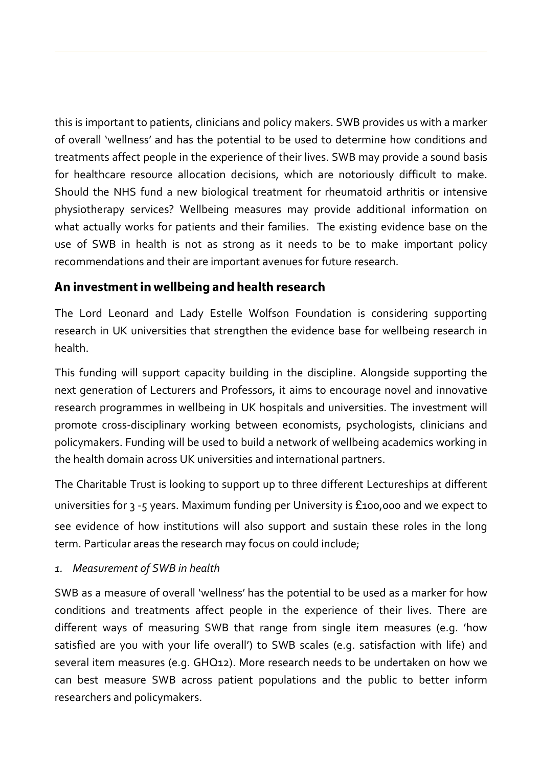this is important to patients, clinicians and policy makers. SWB provides us with a marker of overall 'wellness' and has the potential to be used to determine how conditions and treatments affect people in the experience of their lives. SWB may provide a sound basis for healthcare resource allocation decisions, which are notoriously difficult to make. Should the NHS fund a new biological treatment for rheumatoid arthritis or intensive physiotherapy services? Wellbeing measures may provide additional information on what actually works for patients and their families. The existing evidence base on the use of SWB in health is not as strong as it needs to be to make important policy recommendations and their are important avenues for future research.

## An investment in wellbeing and health research

The Lord Leonard and Lady Estelle Wolfson Foundation is considering supporting research in UK universities that strengthen the evidence base for wellbeing research in health.

This funding will support capacity building in the discipline. Alongside supporting the next generation of Lecturers and Professors, it aims to encourage novel and innovative research programmes in wellbeing in UK hospitals and universities. The investment will promote cross-disciplinary working between economists, psychologists, clinicians and policymakers. Funding will be used to build a network of wellbeing academics working in the health domain across UK universities and international partners.

The Charitable Trust is looking to support up to three different Lectureships at different universities for 3 -5 years. Maximum funding per University is £100,000 and we expect to see evidence of how institutions will also support and sustain these roles in the long term. Particular areas the research may focus on could include;

1. *Measurement of SWB in health*

SWB as a measure of overall 'wellness' has the potential to be used as a marker for how conditions and treatments affect people in the experience of their lives. There are different ways of measuring SWB that range from single item measures (e.g. 'how satisfied are you with your life overall') to SWB scales (e.g. satisfaction with life) and several item measures (e.g. GHQ12). More research needs to be undertaken on how we can best measure SWB across patient populations and the public to better inform researchers and policymakers.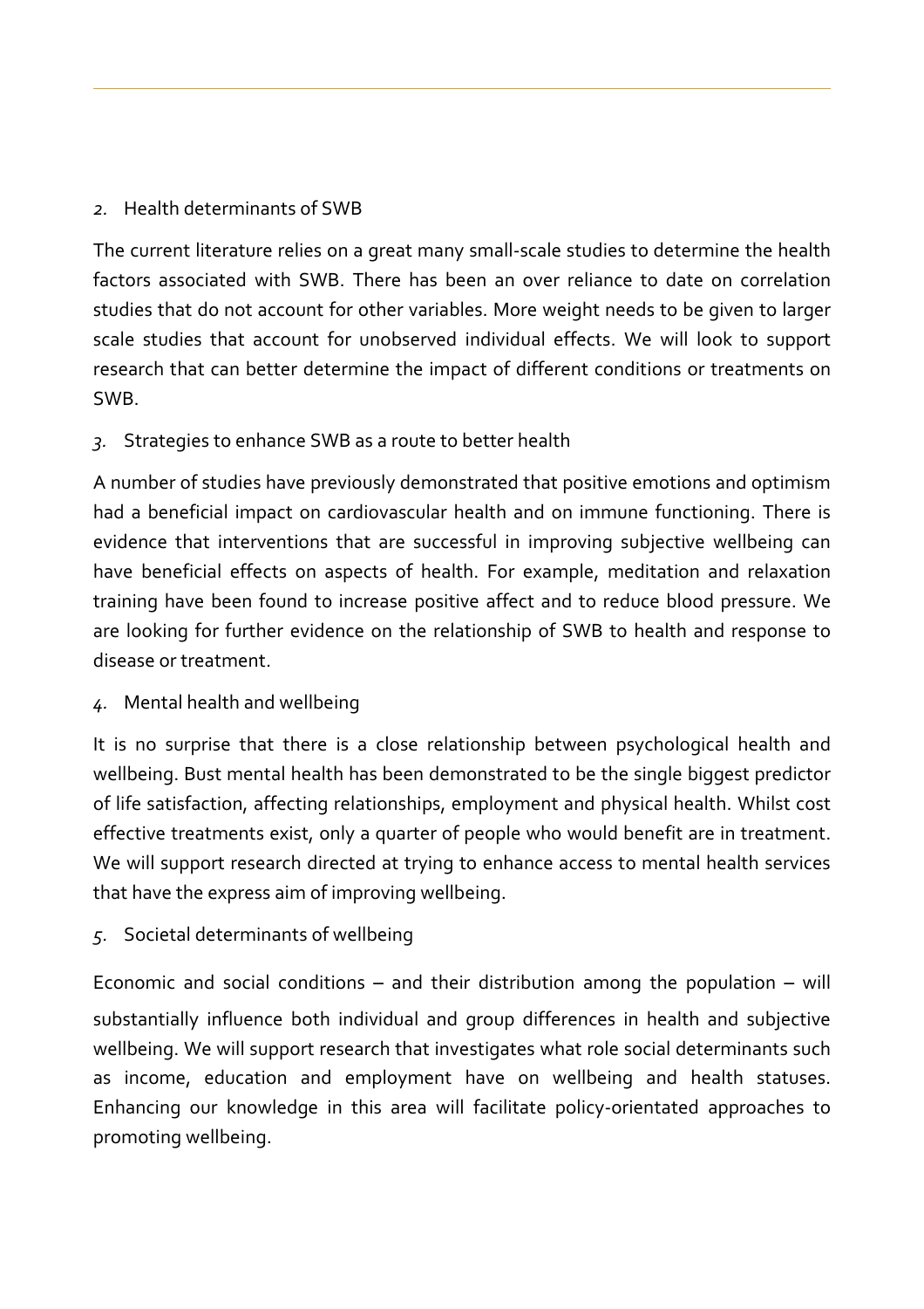## 2. Health determinants of SWB

The current literature relies on a great many small-scale studies to determine the health factors associated with SWB. There has been an over reliance to date on correlation studies that do not account for other variables. More weight needs to be given to larger scale studies that account for unobserved individual effects. We will look to support research that can better determine the impact of different conditions or treatments on SWB.

## 3. Strategies to enhance SWB as a route to better health

A number of studies have previously demonstrated that positive emotions and optimism had a beneficial impact on cardiovascular health and on immune functioning. There is evidence that interventions that are successful in improving subjective wellbeing can have beneficial effects on aspects of health. For example, meditation and relaxation training have been found to increase positive affect and to reduce blood pressure. We are looking for further evidence on the relationship of SWB to health and response to disease or treatment.

## 4. Mental health and wellbeing

It is no surprise that there is a close relationship between psychological health and wellbeing. Bust mental health has been demonstrated to be the single biggest predictor of life satisfaction, affecting relationships, employment and physical health. Whilst cost effective treatments exist, only a quarter of people who would benefit are in treatment. We will support research directed at trying to enhance access to mental health services that have the express aim of improving wellbeing.

## 5. Societal determinants of wellbeing

Economic and social conditions – and their distribution among the population – will substantially influence both individual and group differences in health and subjective wellbeing. We will support research that investigates what role social determinants such as income, education and employment have on wellbeing and health statuses. Enhancing our knowledge in this area will facilitate policy-orientated approaches to promoting wellbeing.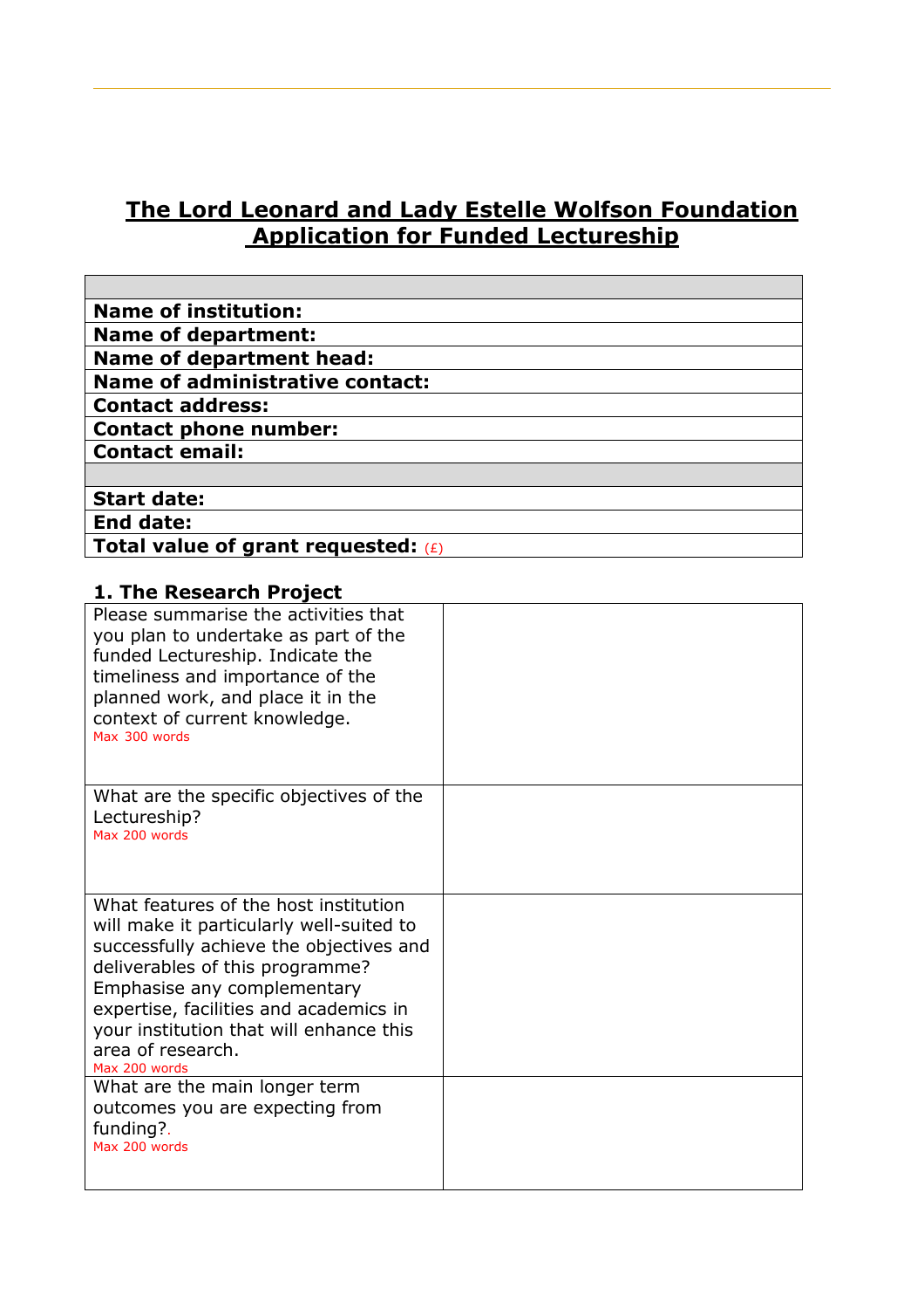# The Lord Leonard and Lady Estelle Wolfson Foundation Application for Funded Lectureship

| |
|---|
| **Name of institution:** |
| **Name of department:** |
| **Name of department head:** |
| **Name of administrative contact:** |
| **Contact address:** |
| **Contact phone number:** |
| **Contact email:** |
| |
| **Start date:** |
| **End date:** |
| **Total value of grant requested:** (£) |

### 1. The Research Project

| | |
|---|---|
| Please summarise the activities that you plan to undertake as part of the funded Lectureship. Indicate the timeliness and importance of the planned work, and place it in the context of current knowledge. Max 300 words | |
| What are the specific objectives of the Lectureship? Max 200 words | |
| What features of the host institution will make it particularly well-suited to successfully achieve the objectives and deliverables of this programme? Emphasise any complementary expertise, facilities and academics in your institution that will enhance this area of research. Max 200 words | |
| What are the main longer term outcomes you are expecting from funding?. Max 200 words | |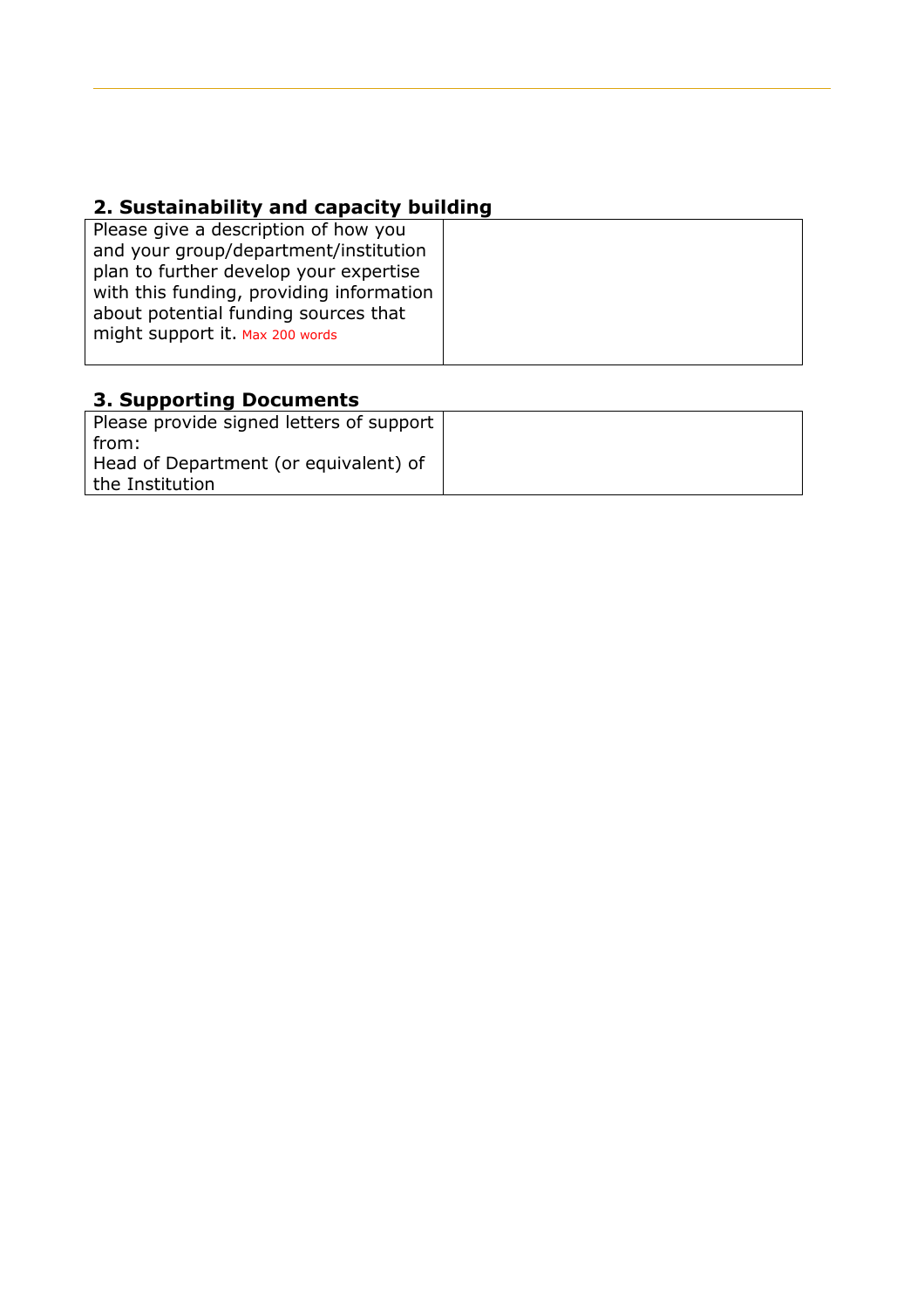## 2. Sustainability and capacity building

| | |
|---|---|
| Please give a description of how you and your group/department/institution plan to further develop your expertise with this funding, providing information about potential funding sources that might support it. Max 200 words | |

## 3. Supporting Documents

| | |
|---|---|
| Please provide signed letters of support from:<br>Head of Department (or equivalent) of the Institution | |